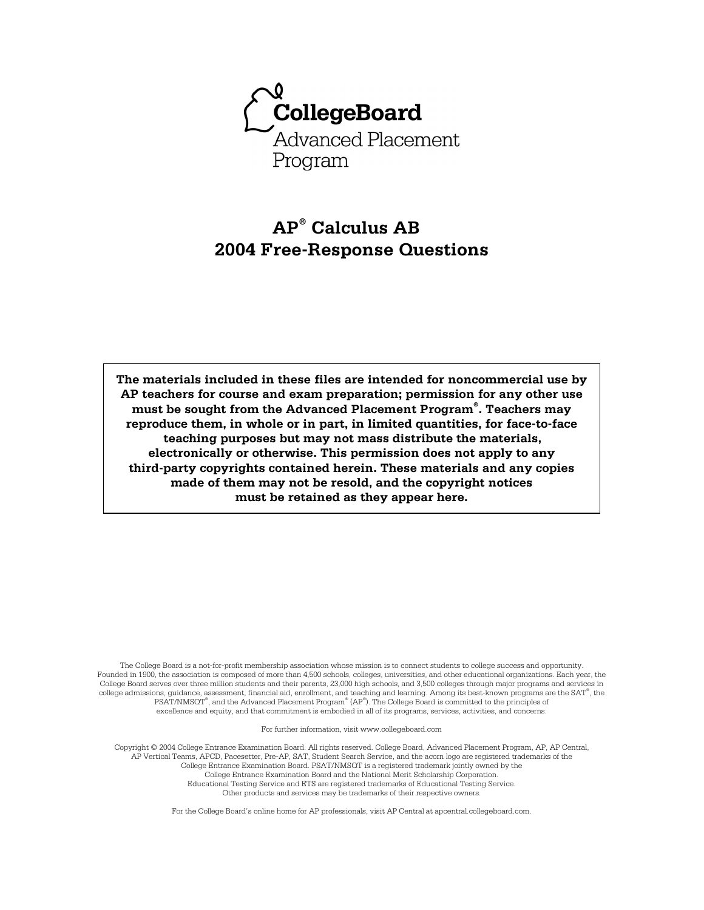CollegeBoard

Advanced Placement Program

# AP® Calculus AB

# 2004 Free-Response Questions

**The materials included in these files are intended for noncommercial use by AP teachers for course and exam preparation; permission for any other use must be sought from the Advanced Placement Program®. Teachers may reproduce them, in whole or in part, in limited quantities, for face-to-face teaching purposes but may not mass distribute the materials, electronically or otherwise. This permission does not apply to any third-party copyrights contained herein. These materials and any copies made of them may not be resold, and the copyright notices must be retained as they appear here.**

The College Board is a not-for-profit membership association whose mission is to connect students to college success and opportunity. Founded in 1900, the association is composed of more than 4,500 schools, colleges, universities, and other educational organizations. Each year, the College Board serves over three million students and their parents, 23,000 high schools, and 3,500 colleges through major programs and services in college admissions, guidance, assessment, financial aid, enrollment, and teaching and learning. Among its best-known programs are the SAT®, the PSAT/NMSQT®, and the Advanced Placement Program® (AP®). The College Board is committed to the principles of excellence and equity, and that commitment is embodied in all of its programs, services, activities, and concerns.

For further information, visit www.collegeboard.com

Copyright © 2004 College Entrance Examination Board. All rights reserved. College Board, Advanced Placement Program, AP, AP Central, AP Vertical Teams, APCD, Pacesetter, Pre-AP, SAT, Student Search Service, and the acorn logo are registered trademarks of the College Entrance Examination Board. PSAT/NMSQT is a registered trademark jointly owned by the College Entrance Examination Board and the National Merit Scholarship Corporation.
Educational Testing Service and ETS are registered trademarks of Educational Testing Service.
Other products and services may be trademarks of their respective owners.

For the College Board's online home for AP professionals, visit AP Central at apcentral.collegeboard.com.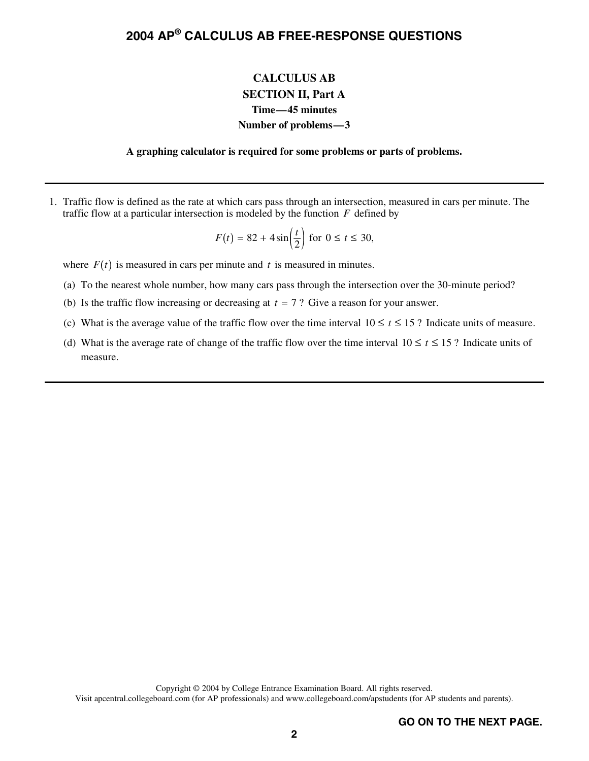# CALCULUS AB
## SECTION II, Part A
**Time—45 minutes**
**Number of problems—3**

**A graphing calculator is required for some problems or parts of problems.**

---

1. Traffic flow is defined as the rate at which cars pass through an intersection, measured in cars per minute. The traffic flow at a particular intersection is modeled by the function $F$ defined by

$$F(t) = 82 + 4\sin\left(\frac{t}{2}\right) \text{ for } 0 \le t \le 30,$$

where $F(t)$ is measured in cars per minute and $t$ is measured in minutes.

(a) To the nearest whole number, how many cars pass through the intersection over the 30-minute period?

(b) Is the traffic flow increasing or decreasing at $t = 7$? Give a reason for your answer.

(c) What is the average value of the traffic flow over the time interval $10 \le t \le 15$? Indicate units of measure.

(d) What is the average rate of change of the traffic flow over the time interval $10 \le t \le 15$? Indicate units of measure.

---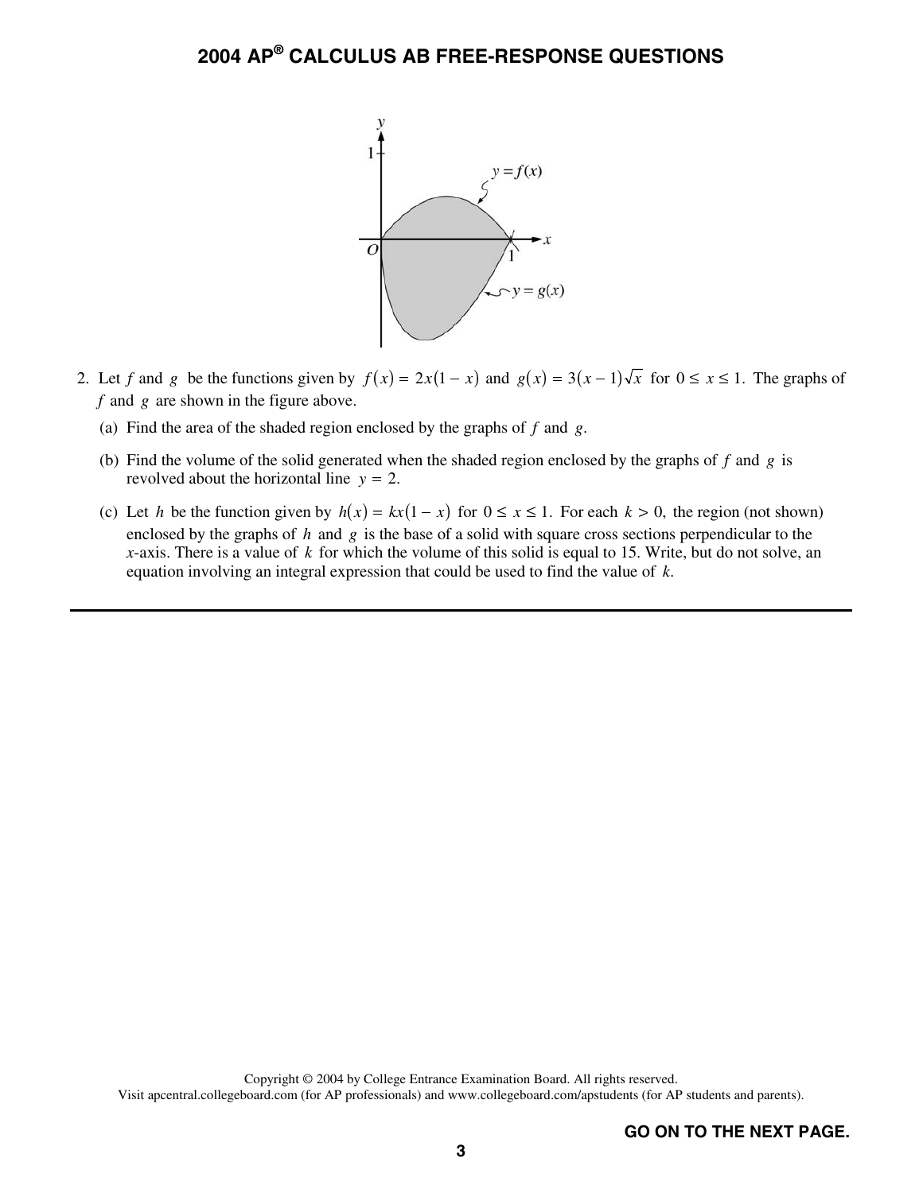2. Let $f$ and $g$ be the functions given by $f(x) = 2x(1 - x)$ and $g(x) = 3(x - 1)\sqrt{x}$ for $0 \leq x \leq 1$. The graphs of $f$ and $g$ are shown in the figure above.

   (a) Find the area of the shaded region enclosed by the graphs of $f$ and $g$.

   (b) Find the volume of the solid generated when the shaded region enclosed by the graphs of $f$ and $g$ is revolved about the horizontal line $y = 2$.

   (c) Let $h$ be the function given by $h(x) = kx(1 - x)$ for $0 \leq x \leq 1$. For each $k > 0$, the region (not shown) enclosed by the graphs of $h$ and $g$ is the base of a solid with square cross sections perpendicular to the $x$-axis. There is a value of $k$ for which the volume of this solid is equal to 15. Write, but do not solve, an equation involving an integral expression that could be used to find the value of $k$.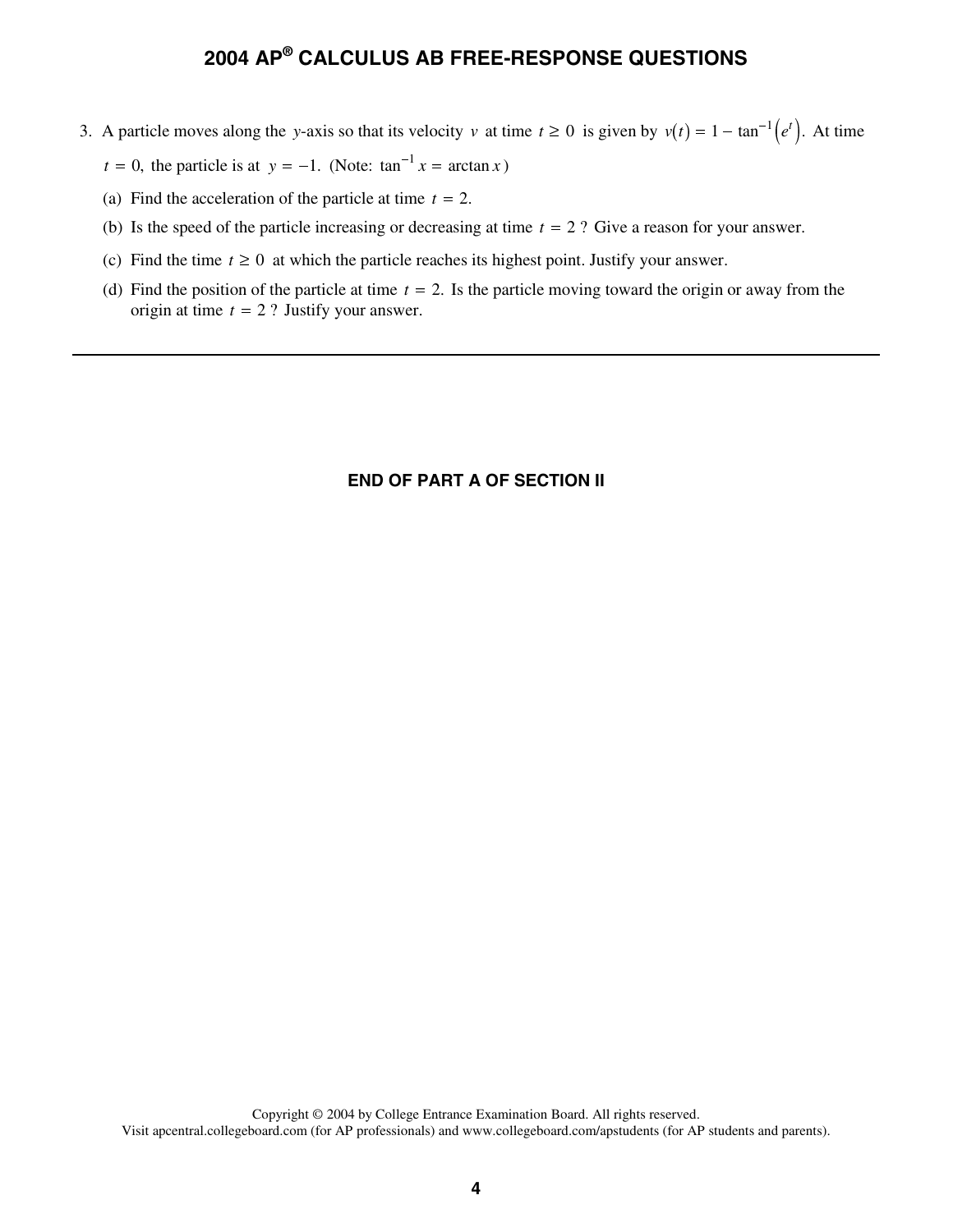3. A particle moves along the $y$-axis so that its velocity $v$ at time $t \geq 0$ is given by $v(t) = 1 - \tan^{-1}\left(e^t\right)$. At time $t = 0$, the particle is at $y = -1$. (Note: $\tan^{-1} x = \arctan x$)

   (a) Find the acceleration of the particle at time $t = 2$.

   (b) Is the speed of the particle increasing or decreasing at time $t = 2$? Give a reason for your answer.

   (c) Find the time $t \geq 0$ at which the particle reaches its highest point. Justify your answer.

   (d) Find the position of the particle at time $t = 2$. Is the particle moving toward the origin or away from the origin at time $t = 2$? Justify your answer.

---

**END OF PART A OF SECTION II**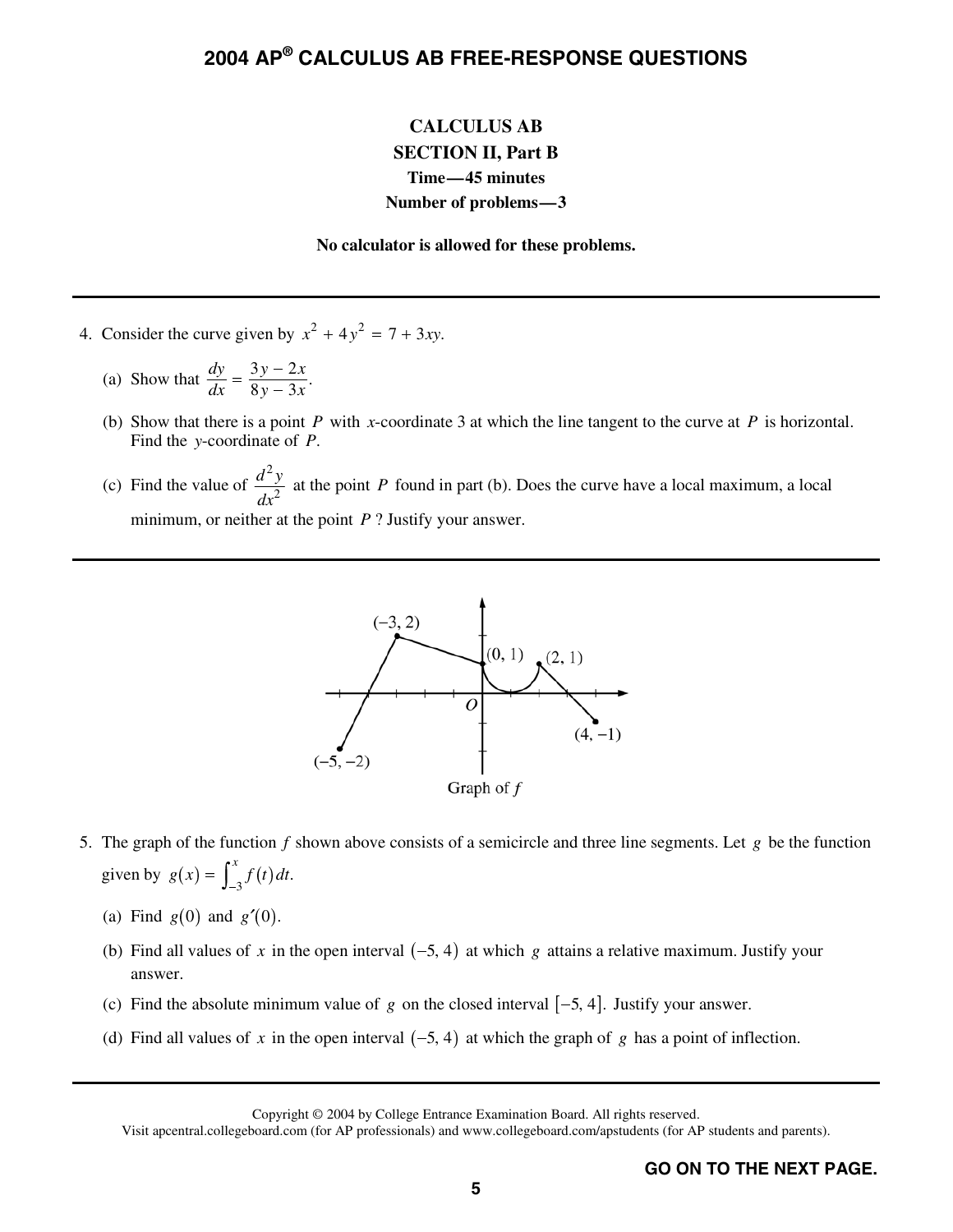# 2004 AP® CALCULUS AB FREE-RESPONSE QUESTIONS

**CALCULUS AB**
**SECTION II, Part B**
**Time—45 minutes**
**Number of problems—3**

**No calculator is allowed for these problems.**

---

4. Consider the curve given by $x^2 + 4y^2 = 7 + 3xy$.

   (a) Show that $\dfrac{dy}{dx} = \dfrac{3y - 2x}{8y - 3x}$.

   (b) Show that there is a point $P$ with $x$-coordinate 3 at which the line tangent to the curve at $P$ is horizontal. Find the $y$-coordinate of $P$.

   (c) Find the value of $\dfrac{d^2y}{dx^2}$ at the point $P$ found in part (b). Does the curve have a local maximum, a local minimum, or neither at the point $P$ ? Justify your answer.

---

Graph of $f$

5. The graph of the function $f$ shown above consists of a semicircle and three line segments. Let $g$ be the function given by $g(x) = \int_{-3}^{x} f(t)\,dt$.

   (a) Find $g(0)$ and $g'(0)$.

   (b) Find all values of $x$ in the open interval $(-5, 4)$ at which $g$ attains a relative maximum. Justify your answer.

   (c) Find the absolute minimum value of $g$ on the closed interval $[-5, 4]$. Justify your answer.

   (d) Find all values of $x$ in the open interval $(-5, 4)$ at which the graph of $g$ has a point of inflection.

---

Copyright © 2004 by College Entrance Examination Board. All rights reserved.
Visit apcentral.collegeboard.com (for AP professionals) and www.collegeboard.com/apstudents (for AP students and parents).

**GO ON TO THE NEXT PAGE.**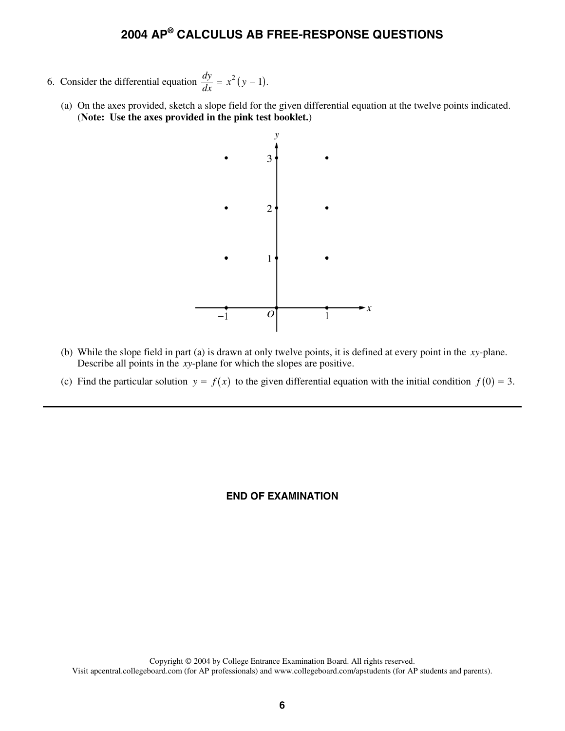6. Consider the differential equation $\frac{dy}{dx} = x^2(y - 1)$.

   (a) On the axes provided, sketch a slope field for the given differential equation at the twelve points indicated. (**Note: Use the axes provided in the pink test booklet.**)

y

3

2

1

O

−1

1

x

   (b) While the slope field in part (a) is drawn at only twelve points, it is defined at every point in the $xy$-plane. Describe all points in the $xy$-plane for which the slopes are positive.

   (c) Find the particular solution $y = f(x)$ to the given differential equation with the initial condition $f(0) = 3$.

---

**END OF EXAMINATION**

Copyright © 2004 by College Entrance Examination Board. All rights reserved.
Visit apcentral.collegeboard.com (for AP professionals) and www.collegeboard.com/apstudents (for AP students and parents).